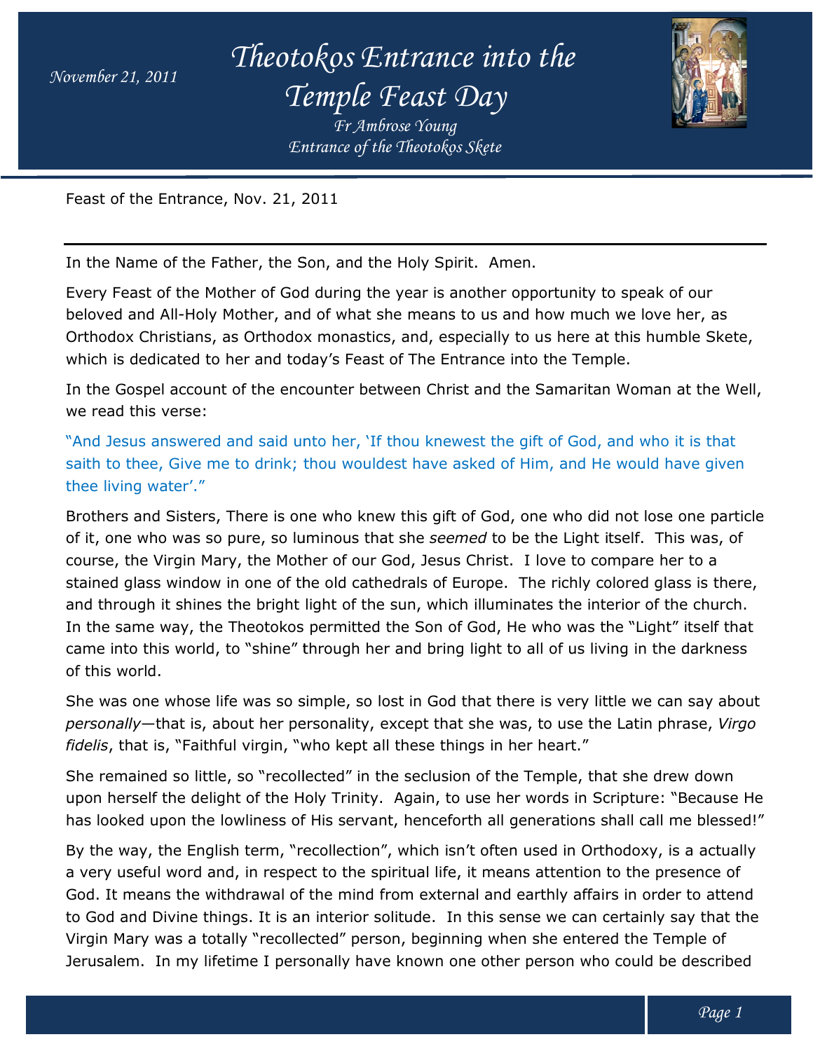# Theotokos Entrance into the Temple Feast Day

*November 21, 2011*

*Fr Ambrose Young*

*Entrance of the Theotokos Skete*

Feast of the Entrance, Nov. 21, 2011

---

In the Name of the Father, the Son, and the Holy Spirit. Amen.

Every Feast of the Mother of God during the year is another opportunity to speak of our beloved and All-Holy Mother, and of what she means to us and how much we love her, as Orthodox Christians, as Orthodox monastics, and, especially to us here at this humble Skete, which is dedicated to her and today's Feast of The Entrance into the Temple.

In the Gospel account of the encounter between Christ and the Samaritan Woman at the Well, we read this verse:

"And Jesus answered and said unto her, 'If thou knewest the gift of God, and who it is that saith to thee, Give me to drink; thou wouldest have asked of Him, and He would have given thee living water'."

Brothers and Sisters, There is one who knew this gift of God, one who did not lose one particle of it, one who was so pure, so luminous that she *seemed* to be the Light itself. This was, of course, the Virgin Mary, the Mother of our God, Jesus Christ. I love to compare her to a stained glass window in one of the old cathedrals of Europe. The richly colored glass is there, and through it shines the bright light of the sun, which illuminates the interior of the church. In the same way, the Theotokos permitted the Son of God, He who was the "Light" itself that came into this world, to "shine" through her and bring light to all of us living in the darkness of this world.

She was one whose life was so simple, so lost in God that there is very little we can say about *personally*—that is, about her personality, except that she was, to use the Latin phrase, *Virgo fidelis*, that is, "Faithful virgin, "who kept all these things in her heart."

She remained so little, so "recollected" in the seclusion of the Temple, that she drew down upon herself the delight of the Holy Trinity. Again, to use her words in Scripture: "Because He has looked upon the lowliness of His servant, henceforth all generations shall call me blessed!"

By the way, the English term, "recollection", which isn't often used in Orthodoxy, is a actually a very useful word and, in respect to the spiritual life, it means attention to the presence of God. It means the withdrawal of the mind from external and earthly affairs in order to attend to God and Divine things. It is an interior solitude. In this sense we can certainly say that the Virgin Mary was a totally "recollected" person, beginning when she entered the Temple of Jerusalem. In my lifetime I personally have known one other person who could be described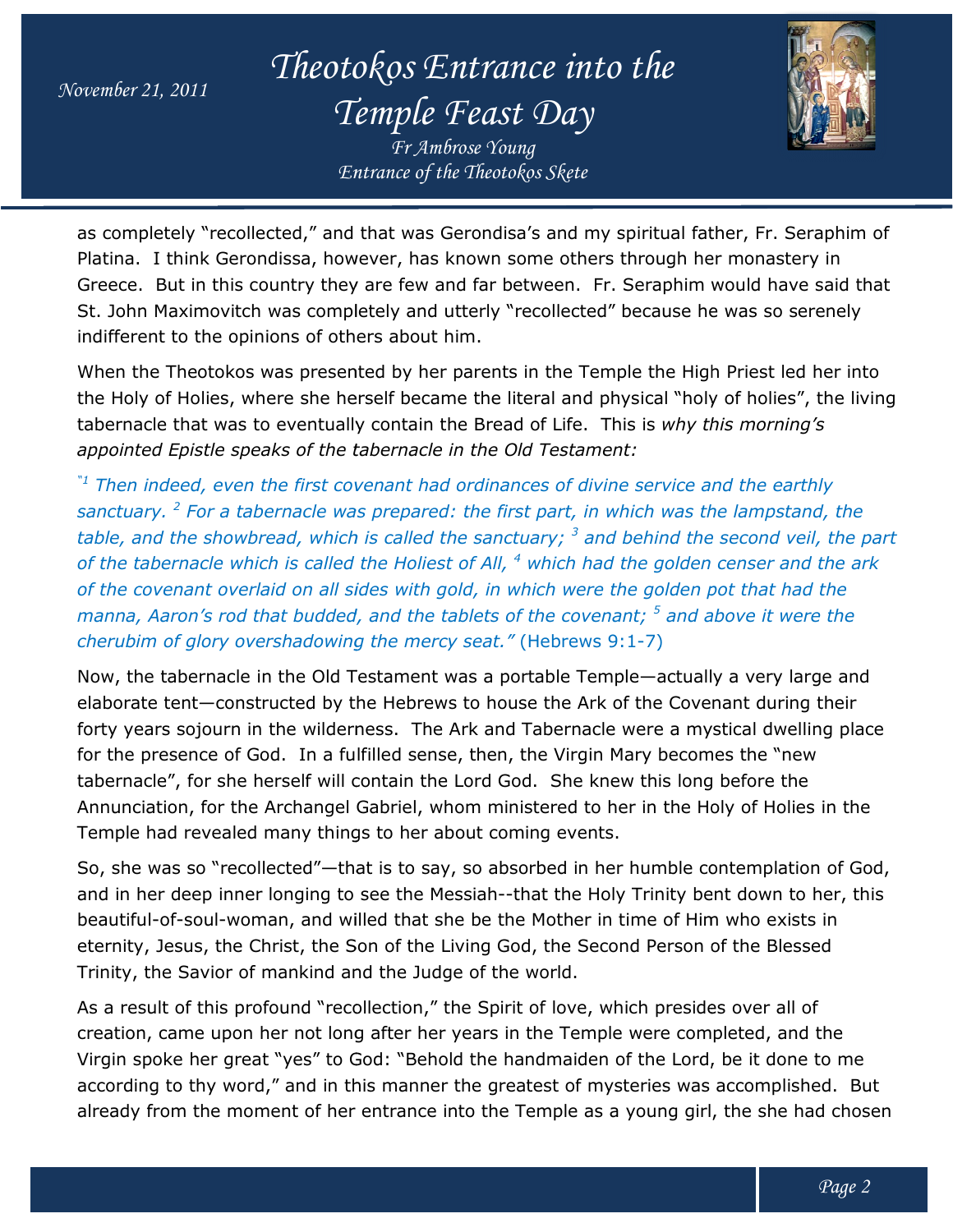as completely "recollected," and that was Gerondisa's and my spiritual father, Fr. Seraphim of Platina. I think Gerondissa, however, has known some others through her monastery in Greece. But in this country they are few and far between. Fr. Seraphim would have said that St. John Maximovitch was completely and utterly "recollected" because he was so serenely indifferent to the opinions of others about him.

When the Theotokos was presented by her parents in the Temple the High Priest led her into the Holy of Holies, where she herself became the literal and physical "holy of holies", the living tabernacle that was to eventually contain the Bread of Life. This is *why this morning's appointed Epistle speaks of the tabernacle in the Old Testament:*

*"[1] Then indeed, even the first covenant had ordinances of divine service and the earthly sanctuary. [2] For a tabernacle was prepared: the first part, in which was the lampstand, the table, and the showbread, which is called the sanctuary; [3] and behind the second veil, the part of the tabernacle which is called the Holiest of All, [4] which had the golden censer and the ark of the covenant overlaid on all sides with gold, in which were the golden pot that had the manna, Aaron's rod that budded, and the tablets of the covenant; [5] and above it were the cherubim of glory overshadowing the mercy seat."* (Hebrews 9:1-7)

Now, the tabernacle in the Old Testament was a portable Temple—actually a very large and elaborate tent—constructed by the Hebrews to house the Ark of the Covenant during their forty years sojourn in the wilderness. The Ark and Tabernacle were a mystical dwelling place for the presence of God. In a fulfilled sense, then, the Virgin Mary becomes the "new tabernacle", for she herself will contain the Lord God. She knew this long before the Annunciation, for the Archangel Gabriel, whom ministered to her in the Holy of Holies in the Temple had revealed many things to her about coming events.

So, she was so "recollected"—that is to say, so absorbed in her humble contemplation of God, and in her deep inner longing to see the Messiah--that the Holy Trinity bent down to her, this beautiful-of-soul-woman, and willed that she be the Mother in time of Him who exists in eternity, Jesus, the Christ, the Son of the Living God, the Second Person of the Blessed Trinity, the Savior of mankind and the Judge of the world.

As a result of this profound "recollection," the Spirit of love, which presides over all of creation, came upon her not long after her years in the Temple were completed, and the Virgin spoke her great "yes" to God: "Behold the handmaiden of the Lord, be it done to me according to thy word," and in this manner the greatest of mysteries was accomplished. But already from the moment of her entrance into the Temple as a young girl, the she had chosen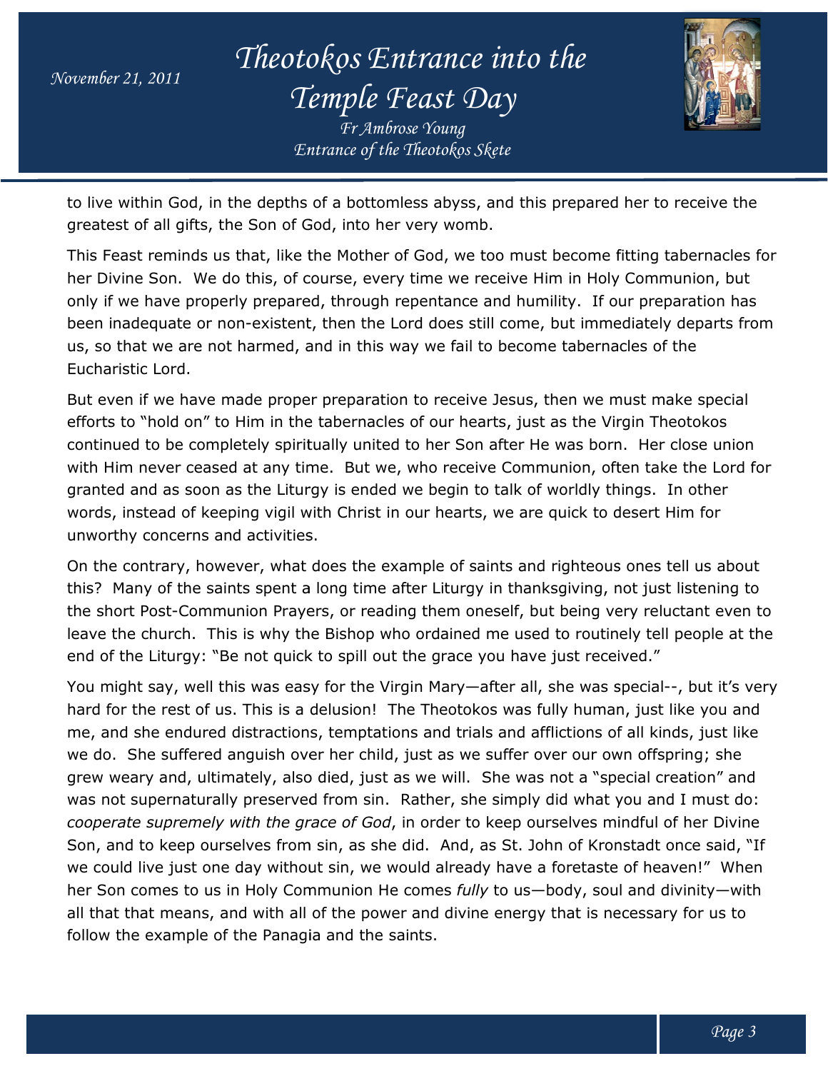to live within God, in the depths of a bottomless abyss, and this prepared her to receive the greatest of all gifts, the Son of God, into her very womb.

This Feast reminds us that, like the Mother of God, we too must become fitting tabernacles for her Divine Son. We do this, of course, every time we receive Him in Holy Communion, but only if we have properly prepared, through repentance and humility. If our preparation has been inadequate or non-existent, then the Lord does still come, but immediately departs from us, so that we are not harmed, and in this way we fail to become tabernacles of the Eucharistic Lord.

But even if we have made proper preparation to receive Jesus, then we must make special efforts to "hold on" to Him in the tabernacles of our hearts, just as the Virgin Theotokos continued to be completely spiritually united to her Son after He was born. Her close union with Him never ceased at any time. But we, who receive Communion, often take the Lord for granted and as soon as the Liturgy is ended we begin to talk of worldly things. In other words, instead of keeping vigil with Christ in our hearts, we are quick to desert Him for unworthy concerns and activities.

On the contrary, however, what does the example of saints and righteous ones tell us about this? Many of the saints spent a long time after Liturgy in thanksgiving, not just listening to the short Post-Communion Prayers, or reading them oneself, but being very reluctant even to leave the church. This is why the Bishop who ordained me used to routinely tell people at the end of the Liturgy: "Be not quick to spill out the grace you have just received."

You might say, well this was easy for the Virgin Mary—after all, she was special--, but it's very hard for the rest of us. This is a delusion! The Theotokos was fully human, just like you and me, and she endured distractions, temptations and trials and afflictions of all kinds, just like we do. She suffered anguish over her child, just as we suffer over our own offspring; she grew weary and, ultimately, also died, just as we will. She was not a "special creation" and was not supernaturally preserved from sin. Rather, she simply did what you and I must do: *cooperate supremely with the grace of God*, in order to keep ourselves mindful of her Divine Son, and to keep ourselves from sin, as she did. And, as St. John of Kronstadt once said, "If we could live just one day without sin, we would already have a foretaste of heaven!" When her Son comes to us in Holy Communion He comes *fully* to us—body, soul and divinity—with all that that means, and with all of the power and divine energy that is necessary for us to follow the example of the Panagia and the saints.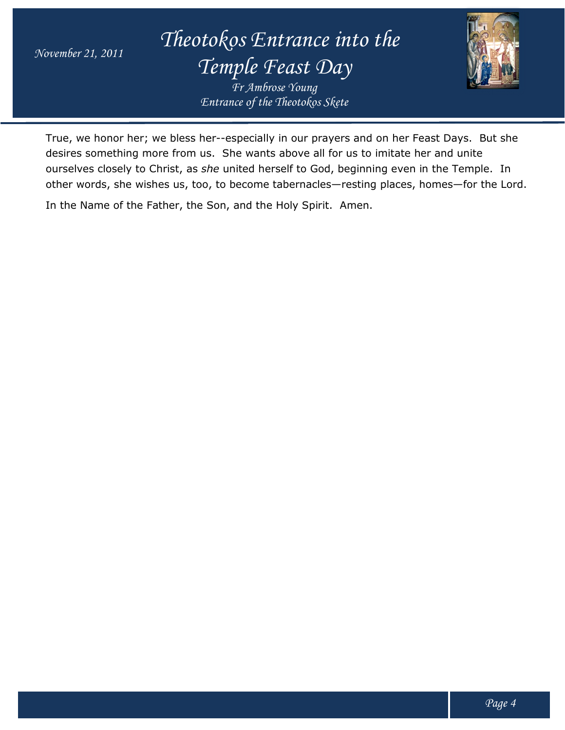True, we honor her; we bless her--especially in our prayers and on her Feast Days. But she desires something more from us. She wants above all for us to imitate her and unite ourselves closely to Christ, as *she* united herself to God, beginning even in the Temple. In other words, she wishes us, too, to become tabernacles—resting places, homes—for the Lord.

In the Name of the Father, the Son, and the Holy Spirit. Amen.